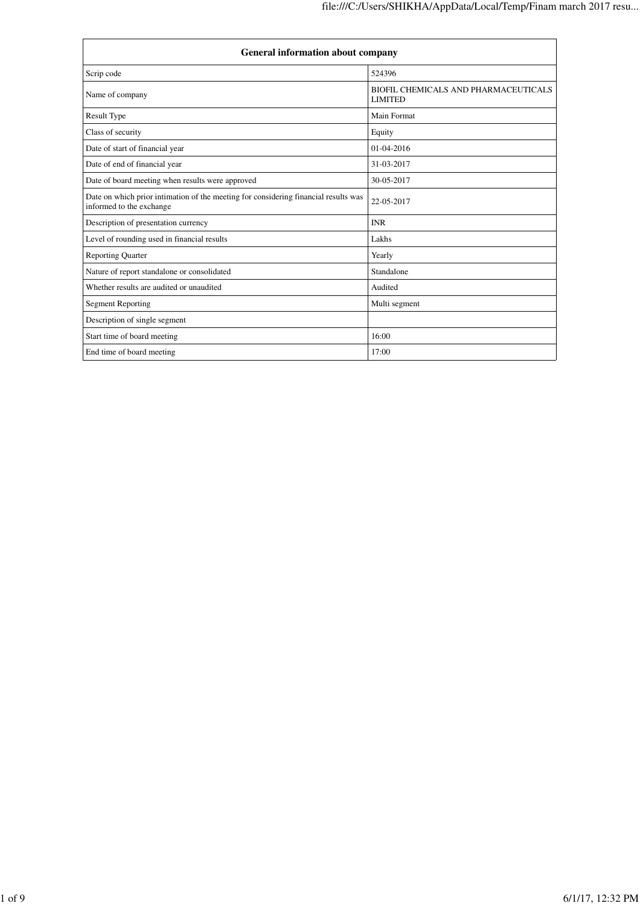| General information about company | |
|---|---|
| Scrip code | 524396 |
| Name of company | BIOFIL CHEMICALS AND PHARMACEUTICALS LIMITED |
| Result Type | Main Format |
| Class of security | Equity |
| Date of start of financial year | 01-04-2016 |
| Date of end of financial year | 31-03-2017 |
| Date of board meeting when results were approved | 30-05-2017 |
| Date on which prior intimation of the meeting for considering financial results was informed to the exchange | 22-05-2017 |
| Description of presentation currency | INR |
| Level of rounding used in financial results | Lakhs |
| Reporting Quarter | Yearly |
| Nature of report standalone or consolidated | Standalone |
| Whether results are audited or unaudited | Audited |
| Segment Reporting | Multi segment |
| Description of single segment | |
| Start time of board meeting | 16:00 |
| End time of board meeting | 17:00 |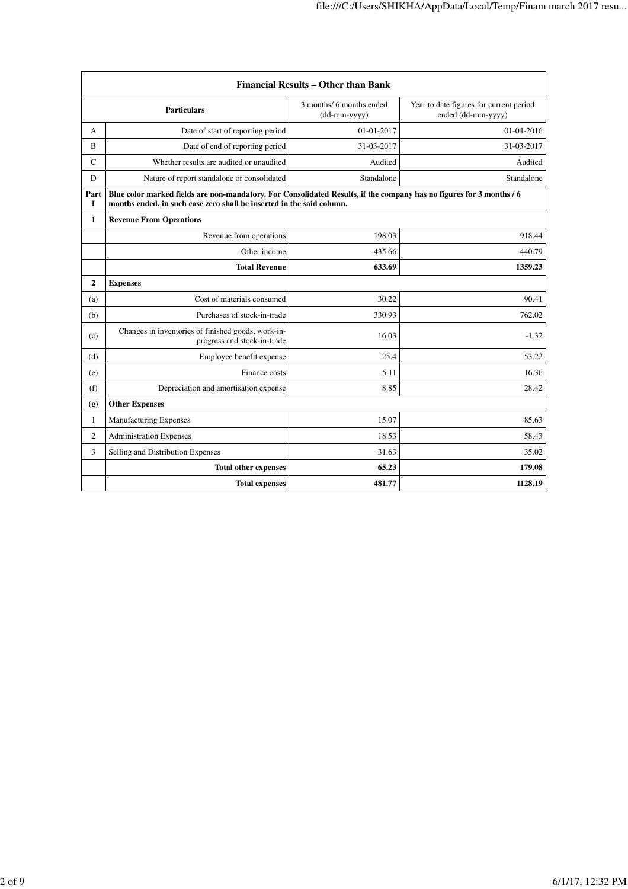| Financial Results – Other than Bank | | | |
|---|---|---|---|
| | **Particulars** | 3 months/ 6 months ended (dd-mm-yyyy) | Year to date figures for current period ended (dd-mm-yyyy) |
| A | Date of start of reporting period | 01-01-2017 | 01-04-2016 |
| B | Date of end of reporting period | 31-03-2017 | 31-03-2017 |
| C | Whether results are audited or unaudited | Audited | Audited |
| D | Nature of report standalone or consolidated | Standalone | Standalone |
| **Part I** | **Blue color marked fields are non-mandatory. For Consolidated Results, if the company has no figures for 3 months / 6 months ended, in such case zero shall be inserted in the said column.** | | |
| **1** | **Revenue From Operations** | | |
| | Revenue from operations | 198.03 | 918.44 |
| | Other income | 435.66 | 440.79 |
| | **Total Revenue** | **633.69** | **1359.23** |
| **2** | **Expenses** | | |
| (a) | Cost of materials consumed | 30.22 | 90.41 |
| (b) | Purchases of stock-in-trade | 330.93 | 762.02 |
| (c) | Changes in inventories of finished goods, work-in-progress and stock-in-trade | 16.03 | -1.32 |
| (d) | Employee benefit expense | 25.4 | 53.22 |
| (e) | Finance costs | 5.11 | 16.36 |
| (f) | Depreciation and amortisation expense | 8.85 | 28.42 |
| **(g)** | **Other Expenses** | | |
| 1 | Manufacturing Expenses | 15.07 | 85.63 |
| 2 | Administration Expenses | 18.53 | 58.43 |
| 3 | Selling and Distribution Expenses | 31.63 | 35.02 |
| | **Total other expenses** | **65.23** | **179.08** |
| | **Total expenses** | **481.77** | **1128.19** |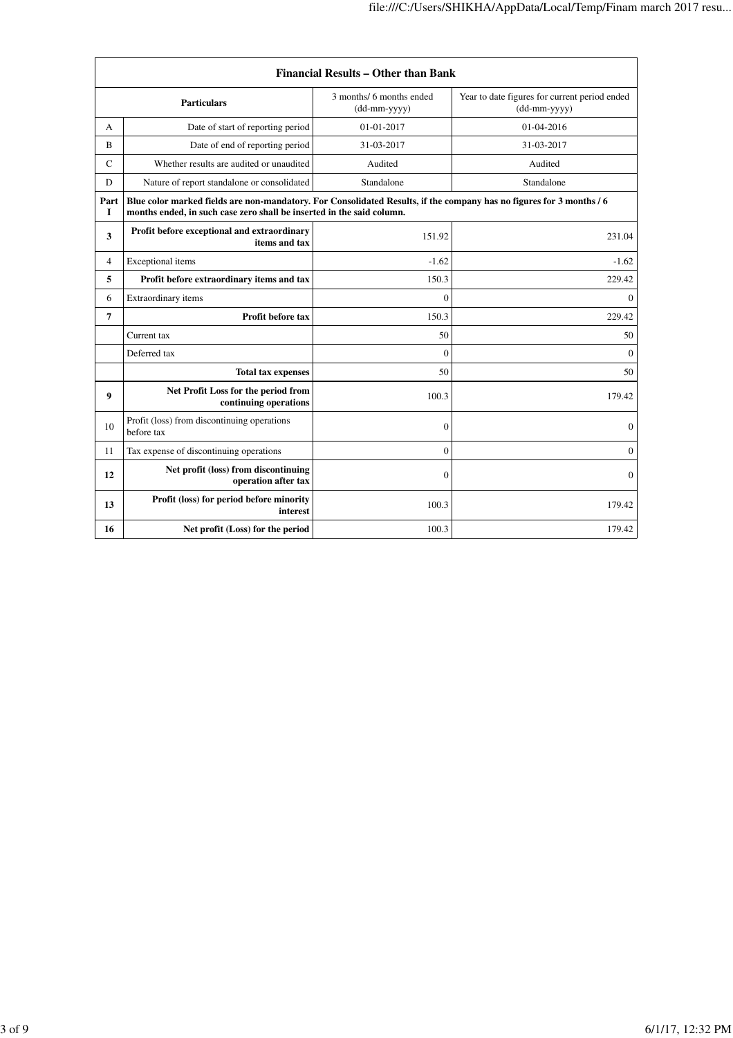| Financial Results – Other than Bank | | | |
|---|---|---|---|
| | **Particulars** | 3 months/ 6 months ended (dd-mm-yyyy) | Year to date figures for current period ended (dd-mm-yyyy) |
| A | Date of start of reporting period | 01-01-2017 | 01-04-2016 |
| B | Date of end of reporting period | 31-03-2017 | 31-03-2017 |
| C | Whether results are audited or unaudited | Audited | Audited |
| D | Nature of report standalone or consolidated | Standalone | Standalone |
| **Part I** | **Blue color marked fields are non-mandatory. For Consolidated Results, if the company has no figures for 3 months / 6 months ended, in such case zero shall be inserted in the said column.** | | |
| **3** | **Profit before exceptional and extraordinary items and tax** | 151.92 | 231.04 |
| 4 | Exceptional items | -1.62 | -1.62 |
| **5** | **Profit before extraordinary items and tax** | 150.3 | 229.42 |
| 6 | Extraordinary items | 0 | 0 |
| **7** | **Profit before tax** | 150.3 | 229.42 |
| | Current tax | 50 | 50 |
| | Deferred tax | 0 | 0 |
| | **Total tax expenses** | 50 | 50 |
| **9** | **Net Profit Loss for the period from continuing operations** | 100.3 | 179.42 |
| 10 | Profit (loss) from discontinuing operations before tax | 0 | 0 |
| 11 | Tax expense of discontinuing operations | 0 | 0 |
| **12** | **Net profit (loss) from discontinuing operation after tax** | 0 | 0 |
| **13** | **Profit (loss) for period before minority interest** | 100.3 | 179.42 |
| **16** | **Net profit (Loss) for the period** | 100.3 | 179.42 |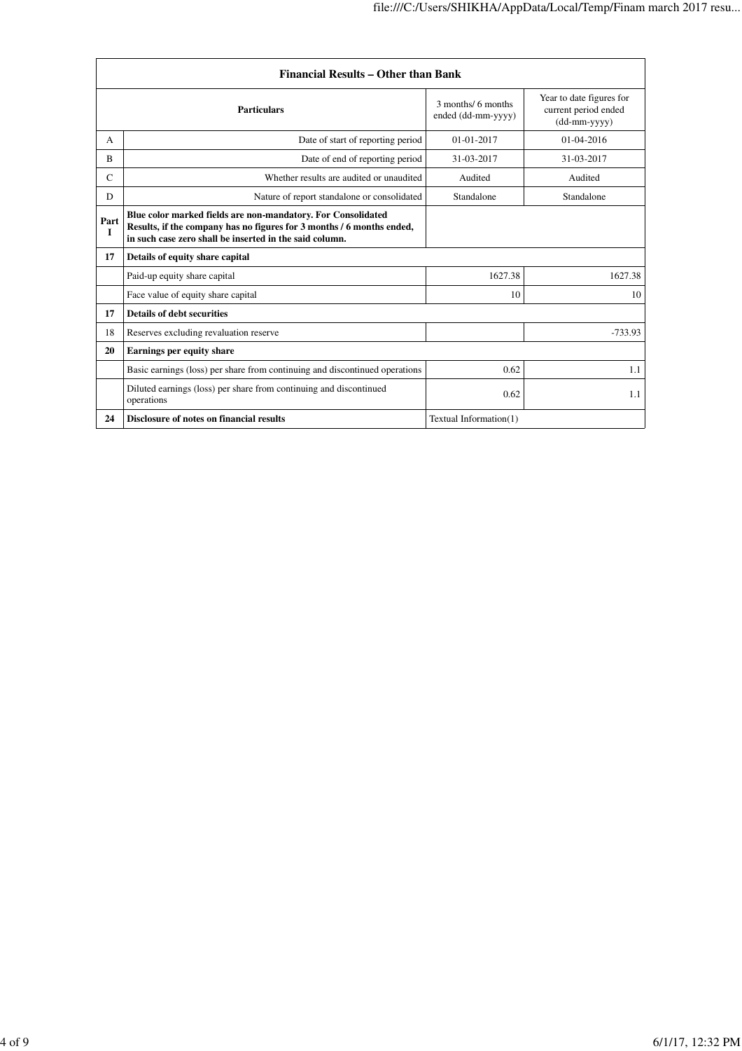| Financial Results – Other than Bank | | | |
|---|---|---|---|
| | **Particulars** | 3 months/ 6 months ended (dd-mm-yyyy) | Year to date figures for current period ended (dd-mm-yyyy) |
| A | Date of start of reporting period | 01-01-2017 | 01-04-2016 |
| B | Date of end of reporting period | 31-03-2017 | 31-03-2017 |
| C | Whether results are audited or unaudited | Audited | Audited |
| D | Nature of report standalone or consolidated | Standalone | Standalone |
| **Part I** | **Blue color marked fields are non-mandatory. For Consolidated Results, if the company has no figures for 3 months / 6 months ended, in such case zero shall be inserted in the said column.** | | |
| **17** | **Details of equity share capital** | | |
| | Paid-up equity share capital | 1627.38 | 1627.38 |
| | Face value of equity share capital | 10 | 10 |
| **17** | **Details of debt securities** | | |
| 18 | Reserves excluding revaluation reserve | | -733.93 |
| **20** | **Earnings per equity share** | | |
| | Basic earnings (loss) per share from continuing and discontinued operations | 0.62 | 1.1 |
| | Diluted earnings (loss) per share from continuing and discontinued operations | 0.62 | 1.1 |
| **24** | **Disclosure of notes on financial results** | Textual Information(1) | |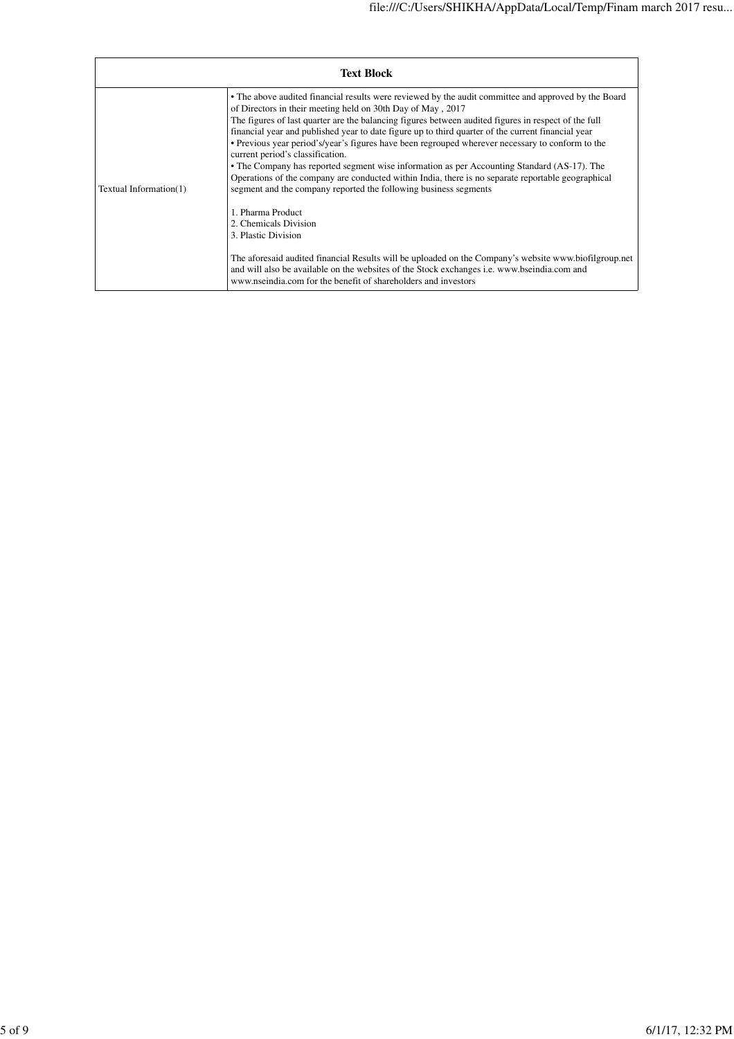| Text Block | |
|---|---|
| Textual Information(1) | • The above audited financial results were reviewed by the audit committee and approved by the Board of Directors in their meeting held on 30th Day of May , 2017<br>The figures of last quarter are the balancing figures between audited figures in respect of the full financial year and published year to date figure up to third quarter of the current financial year<br>• Previous year period's/year's figures have been regrouped wherever necessary to conform to the current period's classification.<br>• The Company has reported segment wise information as per Accounting Standard (AS-17). The Operations of the company are conducted within India, there is no separate reportable geographical segment and the company reported the following business segments<br><br>1. Pharma Product<br>2. Chemicals Division<br>3. Plastic Division<br><br>The aforesaid audited financial Results will be uploaded on the Company's website www.biofilgroup.net and will also be available on the websites of the Stock exchanges i.e. www.bseindia.com and www.nseindia.com for the benefit of shareholders and investors |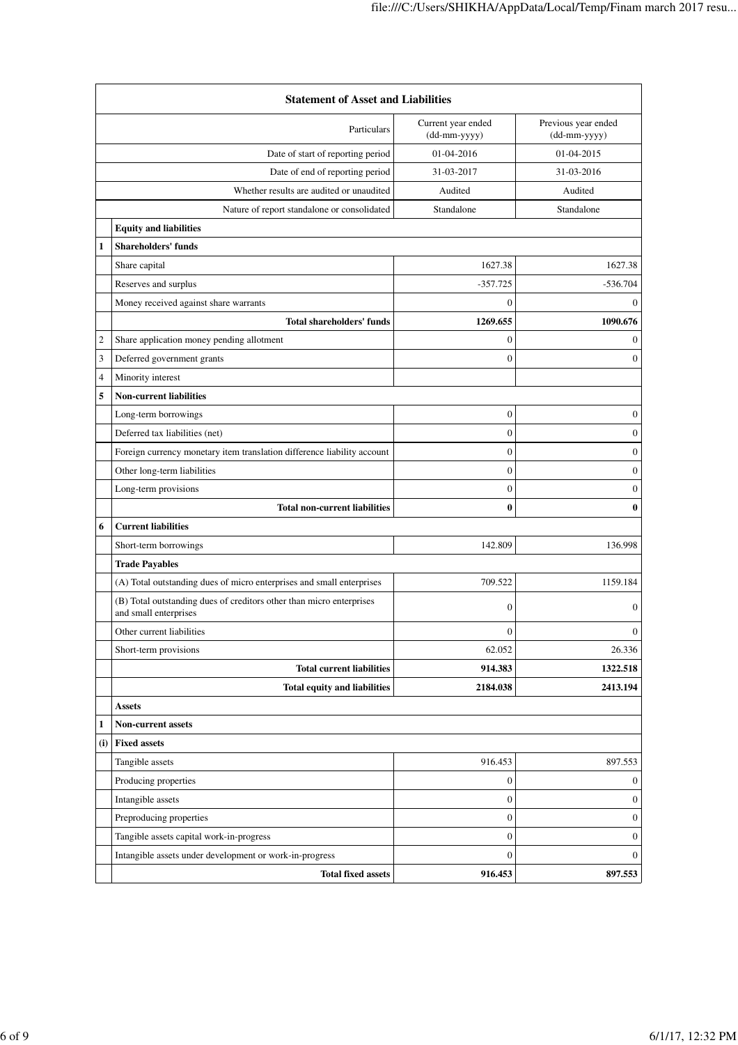| | Statement of Asset and Liabilities | | |
|---|---|---|---|
| | Particulars | Current year ended (dd-mm-yyyy) | Previous year ended (dd-mm-yyyy) |
| | Date of start of reporting period | 01-04-2016 | 01-04-2015 |
| | Date of end of reporting period | 31-03-2017 | 31-03-2016 |
| | Whether results are audited or unaudited | Audited | Audited |
| | Nature of report standalone or consolidated | Standalone | Standalone |
| | **Equity and liabilities** | | |
| 1 | **Shareholders' funds** | | |
| | Share capital | 1627.38 | 1627.38 |
| | Reserves and surplus | -357.725 | -536.704 |
| | Money received against share warrants | 0 | 0 |
| | **Total shareholders' funds** | **1269.655** | **1090.676** |
| 2 | Share application money pending allotment | 0 | 0 |
| 3 | Deferred government grants | 0 | 0 |
| 4 | Minority interest | | |
| 5 | **Non-current liabilities** | | |
| | Long-term borrowings | 0 | 0 |
| | Deferred tax liabilities (net) | 0 | 0 |
| | Foreign currency monetary item translation difference liability account | 0 | 0 |
| | Other long-term liabilities | 0 | 0 |
| | Long-term provisions | 0 | 0 |
| | **Total non-current liabilities** | **0** | **0** |
| 6 | **Current liabilities** | | |
| | Short-term borrowings | 142.809 | 136.998 |
| | **Trade Payables** | | |
| | (A) Total outstanding dues of micro enterprises and small enterprises | 709.522 | 1159.184 |
| | (B) Total outstanding dues of creditors other than micro enterprises and small enterprises | 0 | 0 |
| | Other current liabilities | 0 | 0 |
| | Short-term provisions | 62.052 | 26.336 |
| | **Total current liabilities** | **914.383** | **1322.518** |
| | **Total equity and liabilities** | **2184.038** | **2413.194** |
| | **Assets** | | |
| 1 | **Non-current assets** | | |
| (i) | **Fixed assets** | | |
| | Tangible assets | 916.453 | 897.553 |
| | Producing properties | 0 | 0 |
| | Intangible assets | 0 | 0 |
| | Preproducing properties | 0 | 0 |
| | Tangible assets capital work-in-progress | 0 | 0 |
| | Intangible assets under development or work-in-progress | 0 | 0 |
| | **Total fixed assets** | **916.453** | **897.553** |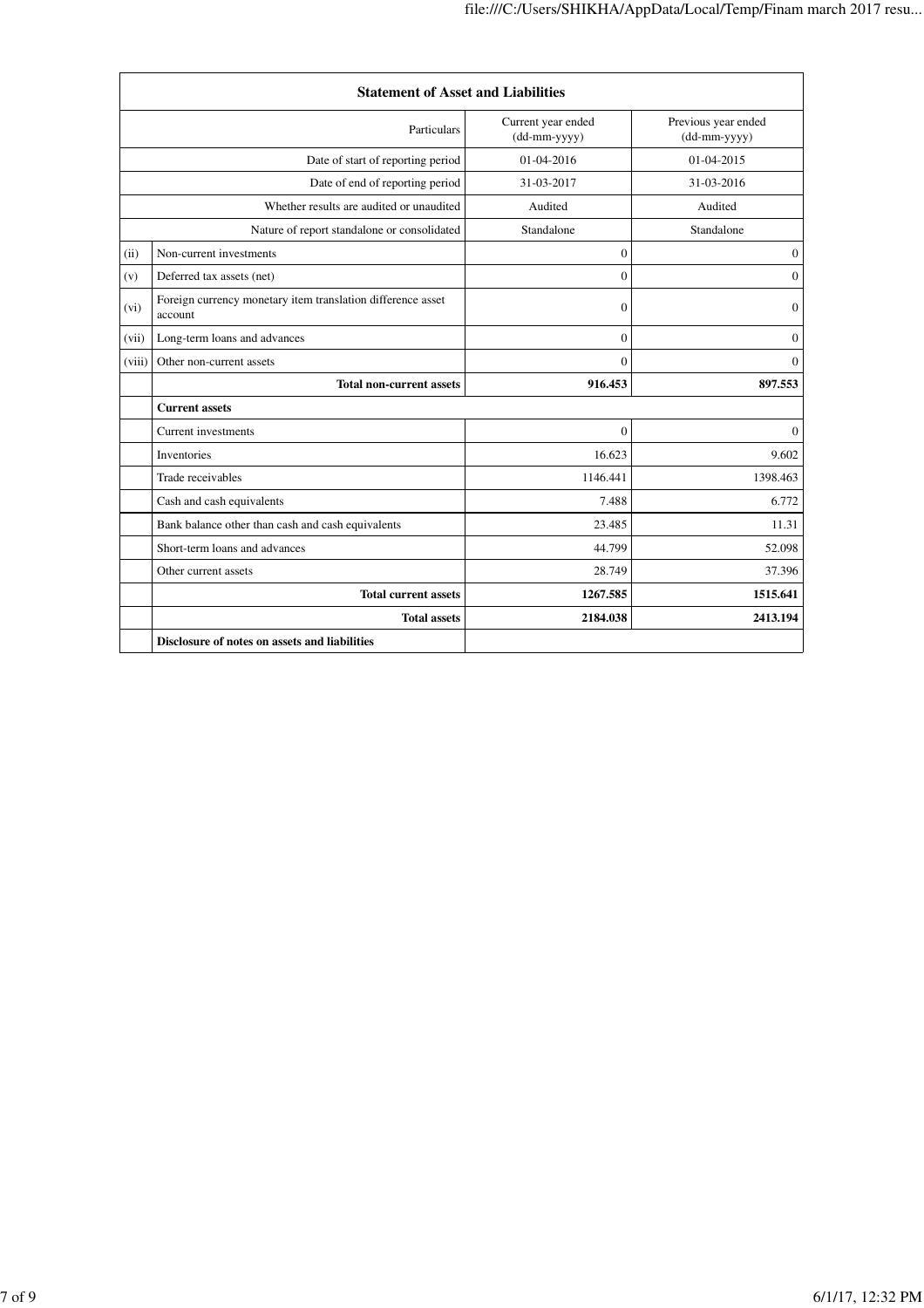| Statement of Asset and Liabilities | | | |
|---|---|---|---|
| | Particulars | Current year ended (dd-mm-yyyy) | Previous year ended (dd-mm-yyyy) |
| | Date of start of reporting period | 01-04-2016 | 01-04-2015 |
| | Date of end of reporting period | 31-03-2017 | 31-03-2016 |
| | Whether results are audited or unaudited | Audited | Audited |
| | Nature of report standalone or consolidated | Standalone | Standalone |
| (ii) | Non-current investments | 0 | 0 |
| (v) | Deferred tax assets (net) | 0 | 0 |
| (vi) | Foreign currency monetary item translation difference asset account | 0 | 0 |
| (vii) | Long-term loans and advances | 0 | 0 |
| (viii) | Other non-current assets | 0 | 0 |
| | **Total non-current assets** | **916.453** | **897.553** |
| | **Current assets** | | |
| | Current investments | 0 | 0 |
| | Inventories | 16.623 | 9.602 |
| | Trade receivables | 1146.441 | 1398.463 |
| | Cash and cash equivalents | 7.488 | 6.772 |
| | Bank balance other than cash and cash equivalents | 23.485 | 11.31 |
| | Short-term loans and advances | 44.799 | 52.098 |
| | Other current assets | 28.749 | 37.396 |
| | **Total current assets** | **1267.585** | **1515.641** |
| | **Total assets** | **2184.038** | **2413.194** |
| | **Disclosure of notes on assets and liabilities** | | |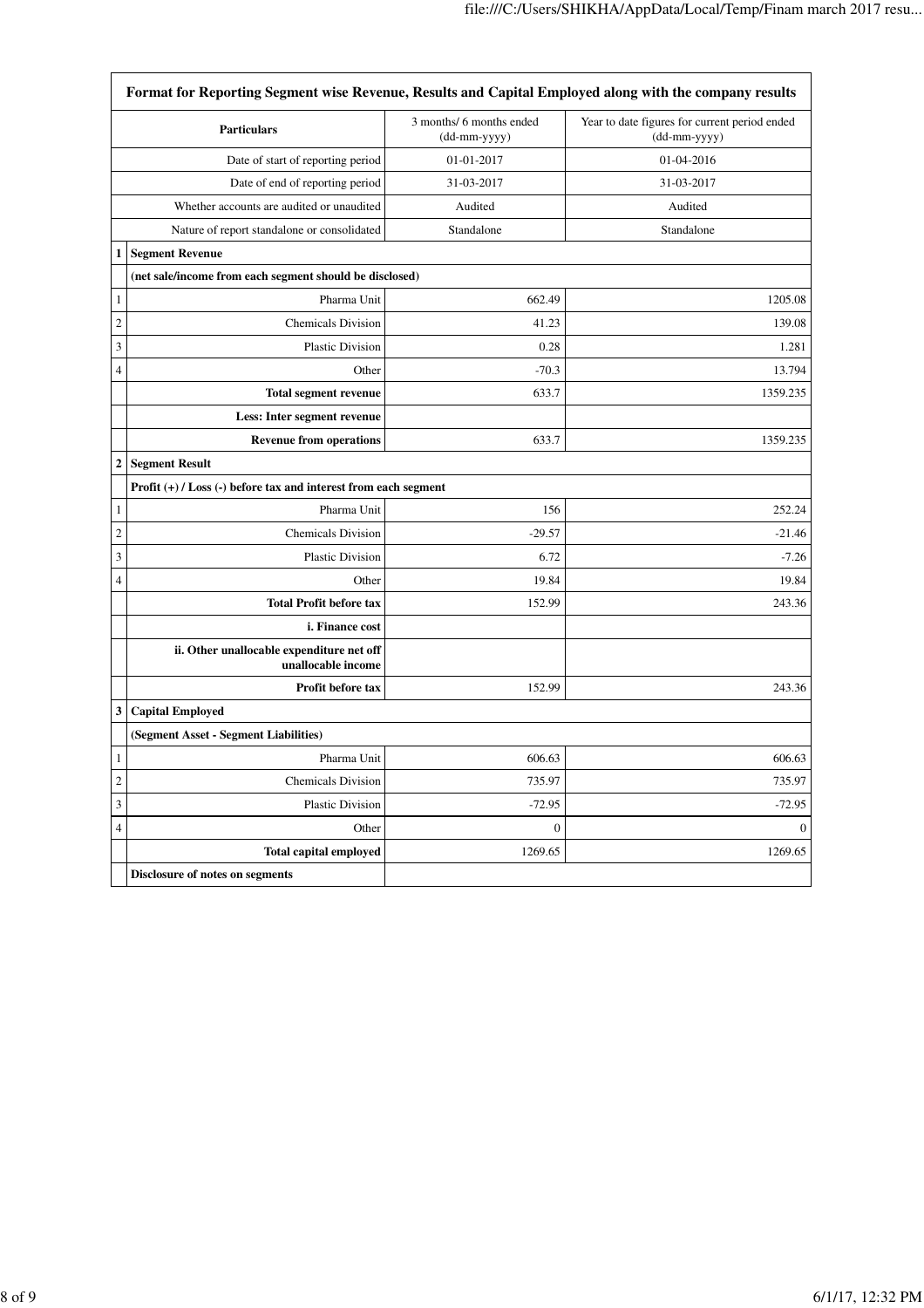| Format for Reporting Segment wise Revenue, Results and Capital Employed along with the company results | | | |
|---|---|---|---|
| | Particulars | 3 months/ 6 months ended (dd-mm-yyyy) | Year to date figures for current period ended (dd-mm-yyyy) |
| | Date of start of reporting period | 01-01-2017 | 01-04-2016 |
| | Date of end of reporting period | 31-03-2017 | 31-03-2017 |
| | Whether accounts are audited or unaudited | Audited | Audited |
| | Nature of report standalone or consolidated | Standalone | Standalone |
| **1** | **Segment Revenue** | | |
| | **(net sale/income from each segment should be disclosed)** | | |
| 1 | Pharma Unit | 662.49 | 1205.08 |
| 2 | Chemicals Division | 41.23 | 139.08 |
| 3 | Plastic Division | 0.28 | 1.281 |
| 4 | Other | -70.3 | 13.794 |
| | **Total segment revenue** | 633.7 | 1359.235 |
| | **Less: Inter segment revenue** | | |
| | **Revenue from operations** | 633.7 | 1359.235 |
| **2** | **Segment Result** | | |
| | **Profit (+) / Loss (-) before tax and interest from each segment** | | |
| 1 | Pharma Unit | 156 | 252.24 |
| 2 | Chemicals Division | -29.57 | -21.46 |
| 3 | Plastic Division | 6.72 | -7.26 |
| 4 | Other | 19.84 | 19.84 |
| | **Total Profit before tax** | 152.99 | 243.36 |
| | **i. Finance cost** | | |
| | **ii. Other unallocable expenditure net off unallocable income** | | |
| | **Profit before tax** | 152.99 | 243.36 |
| **3** | **Capital Employed** | | |
| | **(Segment Asset - Segment Liabilities)** | | |
| 1 | Pharma Unit | 606.63 | 606.63 |
| 2 | Chemicals Division | 735.97 | 735.97 |
| 3 | Plastic Division | -72.95 | -72.95 |
| 4 | Other | 0 | 0 |
| | **Total capital employed** | 1269.65 | 1269.65 |
| | **Disclosure of notes on segments** | | |